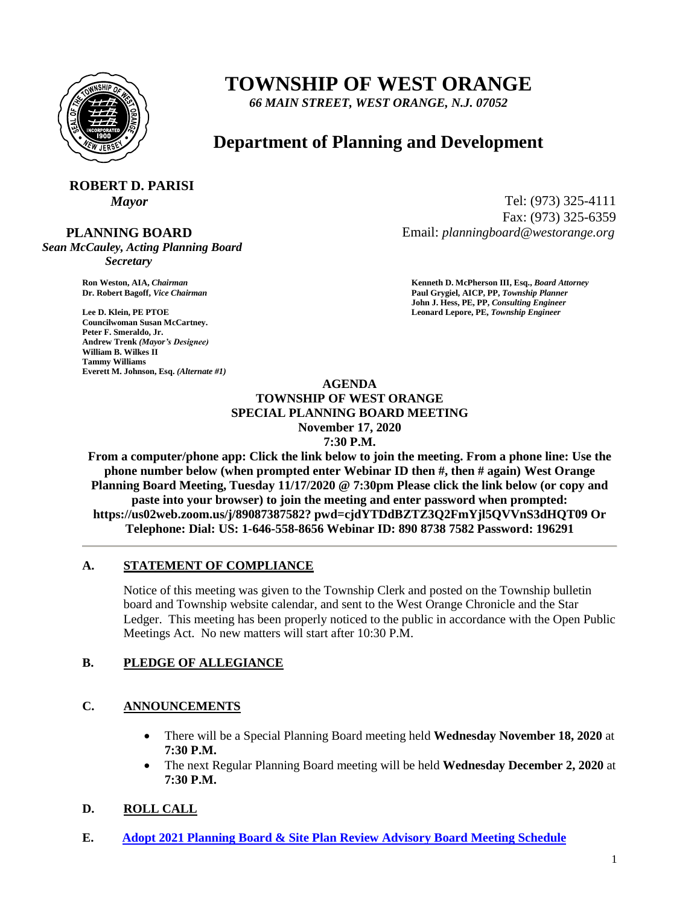# TOWNSHIP OF WEST ORANGE

*66 MAIN STREET, WEST ORANGE, N.J. 07052*

## Department of Planning and Development

**ROBERT D. PARISI**
*Mayor*

Tel: (973) 325-4111
Fax: (973) 325-6359
Email: *planningboard@westorange.org*

**PLANNING BOARD**
*Sean McCauley, Acting Planning Board Secretary*

**Ron Weston, AIA,** ***Chairman***
**Dr. Robert Bagoff,** ***Vice Chairman***
**Lee D. Klein, PE PTOE**
**Councilwoman Susan McCartney.**
**Peter F. Smeraldo, Jr.**
**Andrew Trenk** ***(Mayor's Designee)***
**William B. Wilkes II**
**Tammy Williams**
**Everett M. Johnson, Esq.** ***(Alternate #1)***

**Kenneth D. McPherson III, Esq.,** ***Board Attorney***
**Paul Grygiel, AICP, PP,** ***Township Planner***
**John J. Hess, PE, PP,** ***Consulting Engineer***
**Leonard Lepore, PE,** ***Township Engineer***

**AGENDA**
**TOWNSHIP OF WEST ORANGE**
**SPECIAL PLANNING BOARD MEETING**
**November 17, 2020**
**7:30 P.M.**

**From a computer/phone app: Click the link below to join the meeting. From a phone line: Use the phone number below (when prompted enter Webinar ID then #, then # again) West Orange Planning Board Meeting, Tuesday 11/17/2020 @ 7:30pm Please click the link below (or copy and paste into your browser) to join the meeting and enter password when prompted: https://us02web.zoom.us/j/89087387582? pwd=cjdYTDdBZTZ3Q2FmYjl5QVVnS3dHQT09 Or Telephone: Dial: US: 1-646-558-8656 Webinar ID: 890 8738 7582 Password: 196291**

---

**A. STATEMENT OF COMPLIANCE**

Notice of this meeting was given to the Township Clerk and posted on the Township bulletin board and Township website calendar, and sent to the West Orange Chronicle and the Star Ledger. This meeting has been properly noticed to the public in accordance with the Open Public Meetings Act. No new matters will start after 10:30 P.M.

**B. PLEDGE OF ALLEGIANCE**

**C. ANNOUNCEMENTS**

- There will be a Special Planning Board meeting held **Wednesday November 18, 2020** at **7:30 P.M.**
- The next Regular Planning Board meeting will be held **Wednesday December 2, 2020** at **7:30 P.M.**

**D. ROLL CALL**

**E. Adopt 2021 Planning Board & Site Plan Review Advisory Board Meeting Schedule**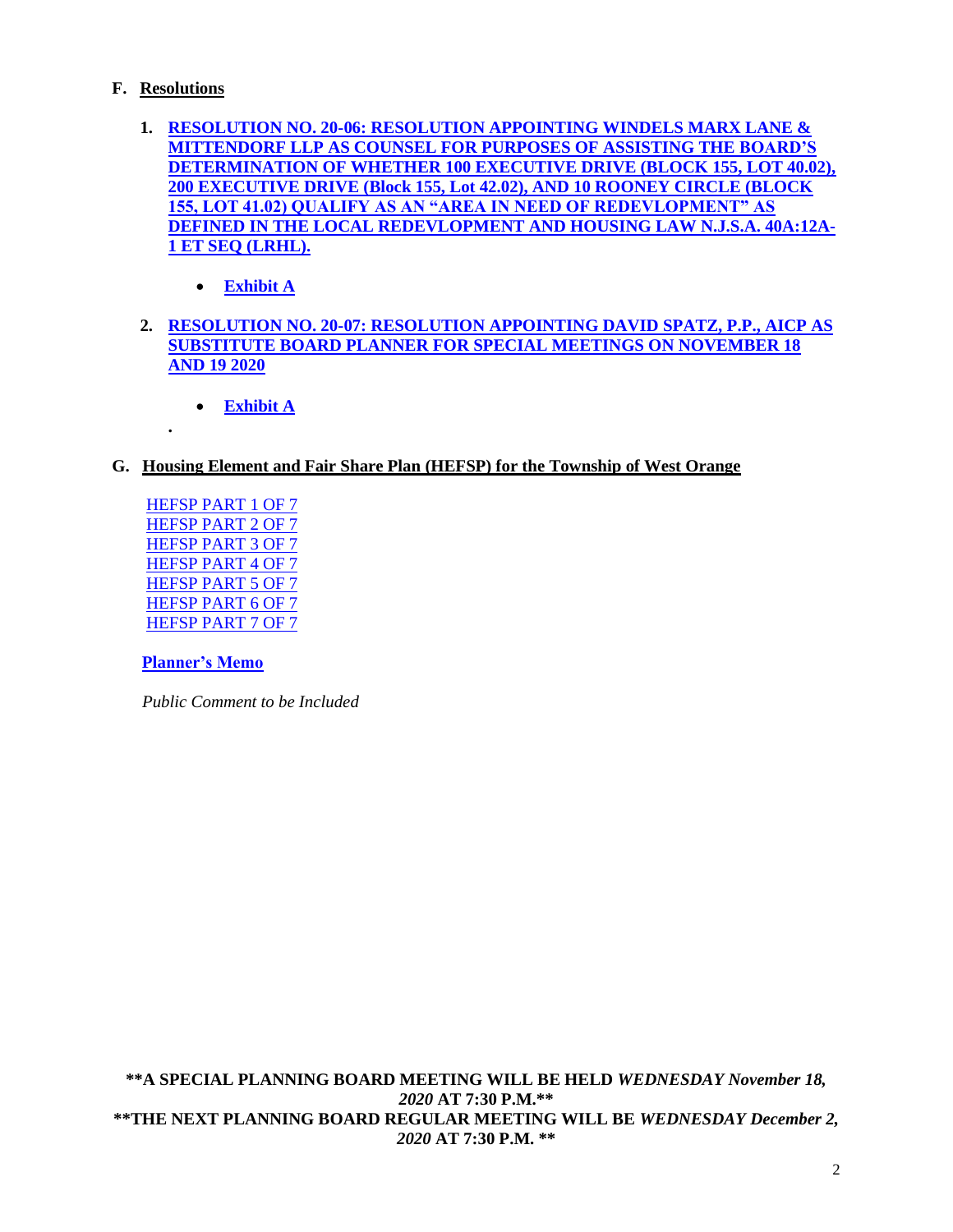## F. Resolutions

1. **RESOLUTION NO. 20-06: RESOLUTION APPOINTING WINDELS MARX LANE & MITTENDORF LLP AS COUNSEL FOR PURPOSES OF ASSISTING THE BOARD'S DETERMINATION OF WHETHER 100 EXECUTIVE DRIVE (BLOCK 155, LOT 40.02), 200 EXECUTIVE DRIVE (Block 155, Lot 42.02), AND 10 ROONEY CIRCLE (BLOCK 155, LOT 41.02) QUALIFY AS AN "AREA IN NEED OF REDEVLOPMENT" AS DEFINED IN THE LOCAL REDEVLOPMENT AND HOUSING LAW N.J.S.A. 40A:12A-1 ET SEQ (LRHL).**

    - **Exhibit A**

2. **RESOLUTION NO. 20-07: RESOLUTION APPOINTING DAVID SPATZ, P.P., AICP AS SUBSTITUTE BOARD PLANNER FOR SPECIAL MEETINGS ON NOVEMBER 18 AND 19 2020**

    - **Exhibit A**

## G. Housing Element and Fair Share Plan (HEFSP) for the Township of West Orange

HEFSP PART 1 OF 7
HEFSP PART 2 OF 7
HEFSP PART 3 OF 7
HEFSP PART 4 OF 7
HEFSP PART 5 OF 7
HEFSP PART 6 OF 7
HEFSP PART 7 OF 7

**Planner's Memo**

*Public Comment to be Included*

**\*\*A SPECIAL PLANNING BOARD MEETING WILL BE HELD *WEDNESDAY November 18, 2020* AT 7:30 P.M.\*\***

**\*\*THE NEXT PLANNING BOARD REGULAR MEETING WILL BE *WEDNESDAY December 2, 2020* AT 7:30 P.M. \*\***